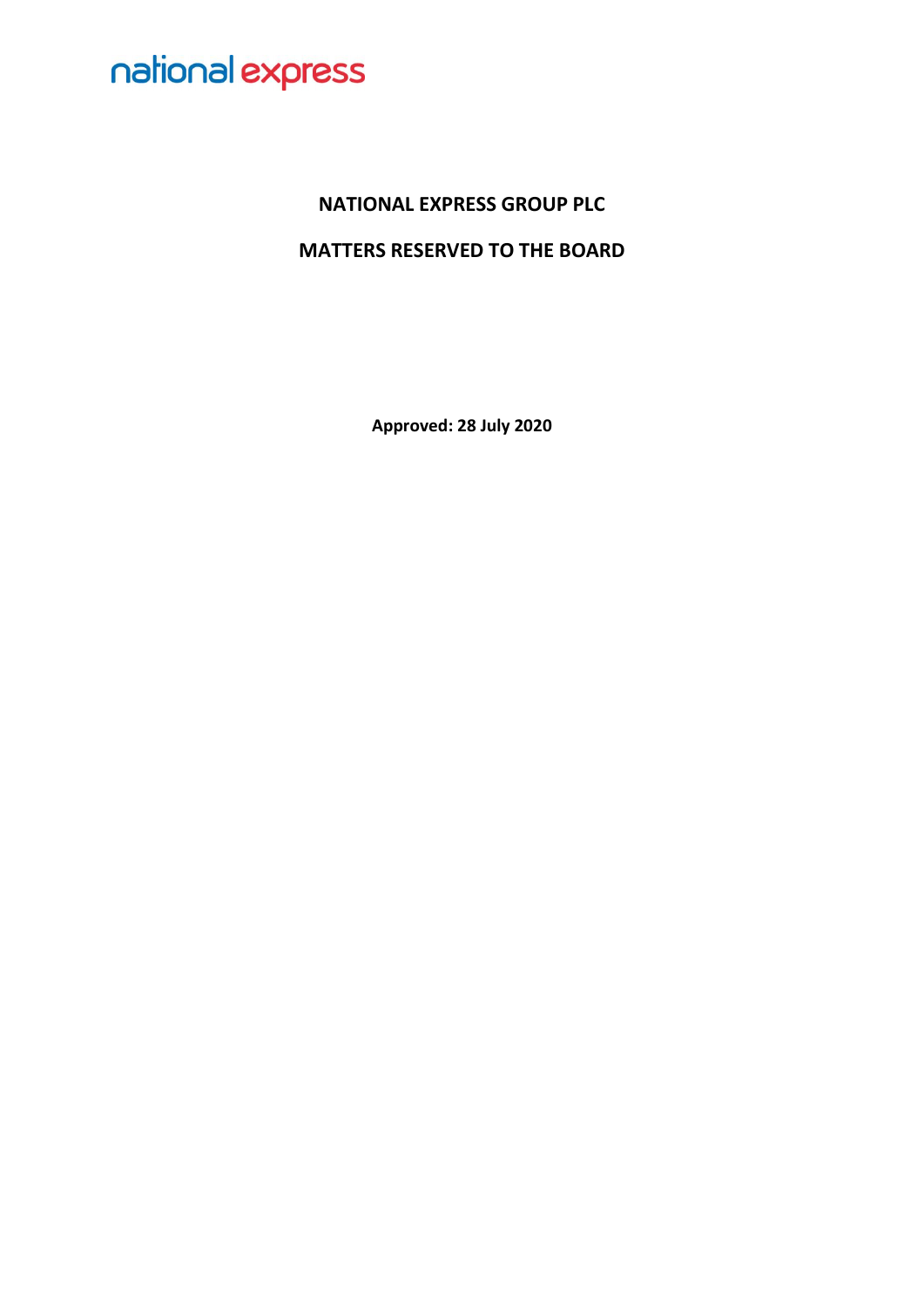national express

# NATIONAL EXPRESS GROUP PLC

# MATTERS RESERVED TO THE BOARD

**Approved: 28 July 2020**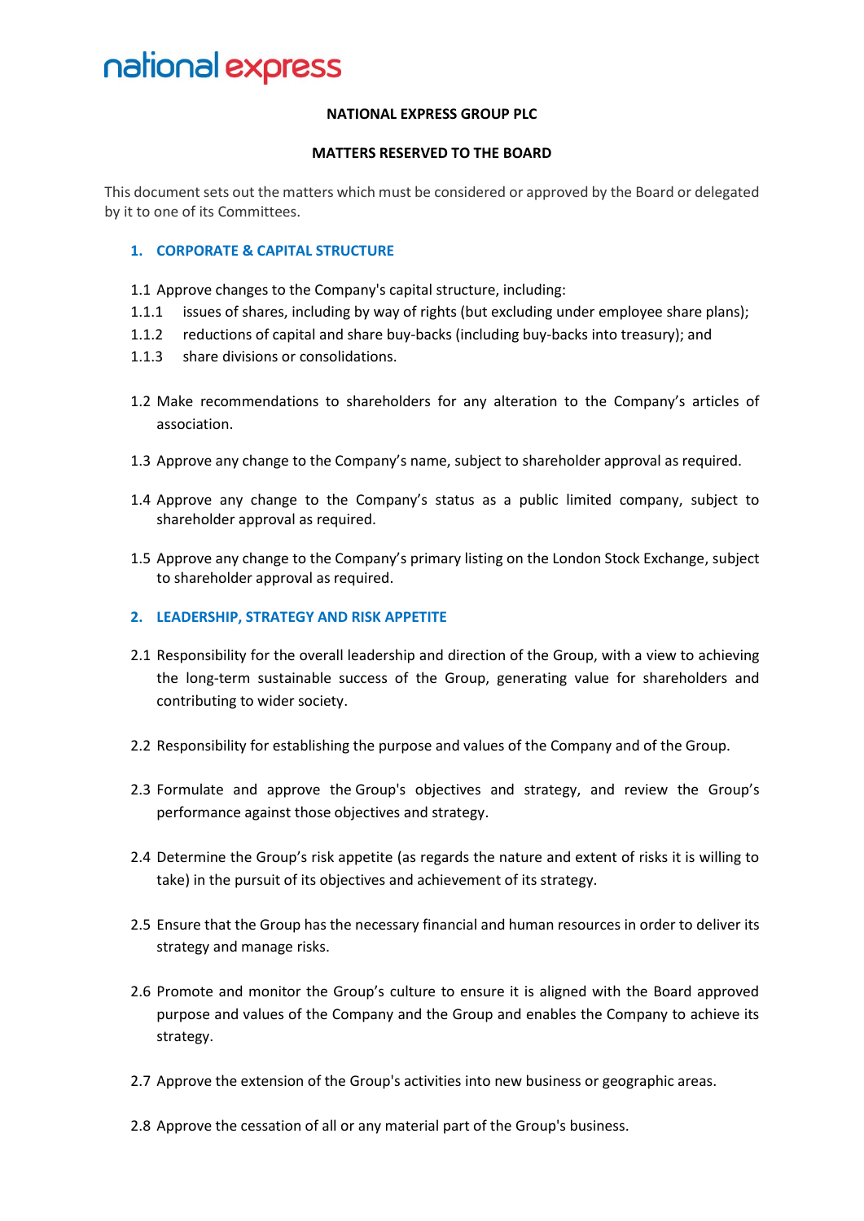# NATIONAL EXPRESS GROUP PLC

## MATTERS RESERVED TO THE BOARD

This document sets out the matters which must be considered or approved by the Board or delegated by it to one of its Committees.

### 1. CORPORATE & CAPITAL STRUCTURE

1.1 Approve changes to the Company's capital structure, including:

1.1.1 issues of shares, including by way of rights (but excluding under employee share plans);

1.1.2 reductions of capital and share buy-backs (including buy-backs into treasury); and

1.1.3 share divisions or consolidations.

1.2 Make recommendations to shareholders for any alteration to the Company's articles of association.

1.3 Approve any change to the Company's name, subject to shareholder approval as required.

1.4 Approve any change to the Company's status as a public limited company, subject to shareholder approval as required.

1.5 Approve any change to the Company's primary listing on the London Stock Exchange, subject to shareholder approval as required.

### 2. LEADERSHIP, STRATEGY AND RISK APPETITE

2.1 Responsibility for the overall leadership and direction of the Group, with a view to achieving the long-term sustainable success of the Group, generating value for shareholders and contributing to wider society.

2.2 Responsibility for establishing the purpose and values of the Company and of the Group.

2.3 Formulate and approve the Group's objectives and strategy, and review the Group's performance against those objectives and strategy.

2.4 Determine the Group's risk appetite (as regards the nature and extent of risks it is willing to take) in the pursuit of its objectives and achievement of its strategy.

2.5 Ensure that the Group has the necessary financial and human resources in order to deliver its strategy and manage risks.

2.6 Promote and monitor the Group's culture to ensure it is aligned with the Board approved purpose and values of the Company and the Group and enables the Company to achieve its strategy.

2.7 Approve the extension of the Group's activities into new business or geographic areas.

2.8 Approve the cessation of all or any material part of the Group's business.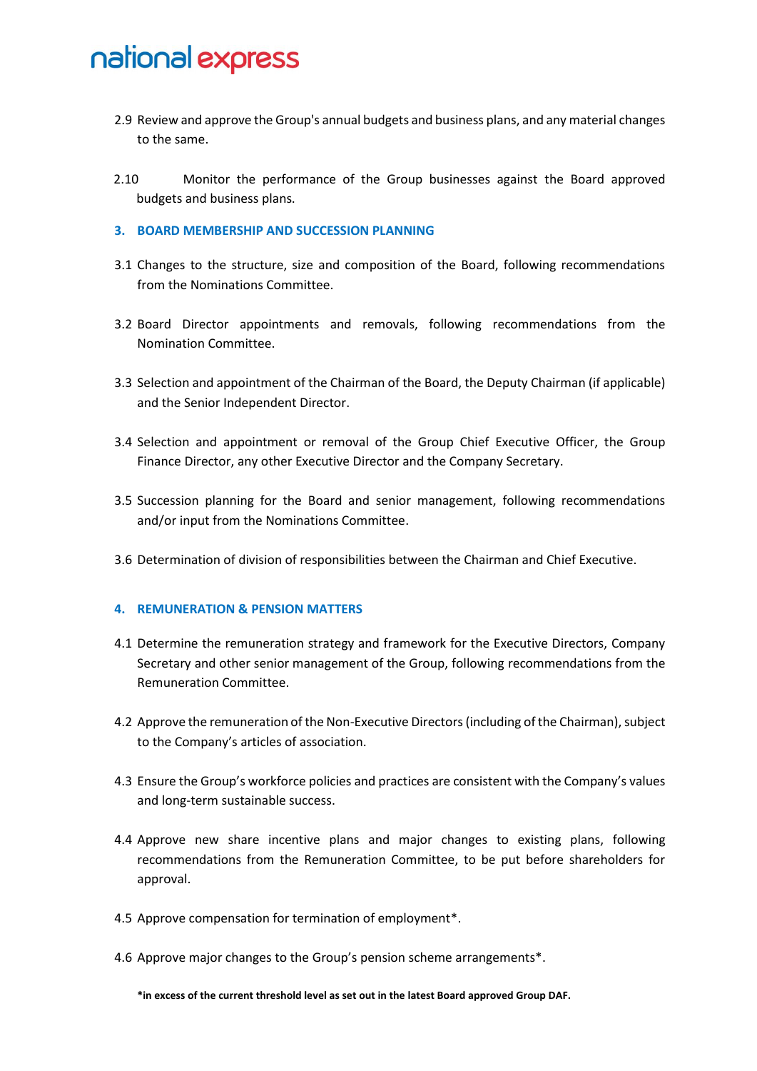2.9 Review and approve the Group's annual budgets and business plans, and any material changes to the same.

2.10 Monitor the performance of the Group businesses against the Board approved budgets and business plans.

## 3. BOARD MEMBERSHIP AND SUCCESSION PLANNING

3.1 Changes to the structure, size and composition of the Board, following recommendations from the Nominations Committee.

3.2 Board Director appointments and removals, following recommendations from the Nomination Committee.

3.3 Selection and appointment of the Chairman of the Board, the Deputy Chairman (if applicable) and the Senior Independent Director.

3.4 Selection and appointment or removal of the Group Chief Executive Officer, the Group Finance Director, any other Executive Director and the Company Secretary.

3.5 Succession planning for the Board and senior management, following recommendations and/or input from the Nominations Committee.

3.6 Determination of division of responsibilities between the Chairman and Chief Executive.

## 4. REMUNERATION & PENSION MATTERS

4.1 Determine the remuneration strategy and framework for the Executive Directors, Company Secretary and other senior management of the Group, following recommendations from the Remuneration Committee.

4.2 Approve the remuneration of the Non-Executive Directors (including of the Chairman), subject to the Company's articles of association.

4.3 Ensure the Group's workforce policies and practices are consistent with the Company's values and long-term sustainable success.

4.4 Approve new share incentive plans and major changes to existing plans, following recommendations from the Remuneration Committee, to be put before shareholders for approval.

4.5 Approve compensation for termination of employment*.

4.6 Approve major changes to the Group's pension scheme arrangements*.

**\*in excess of the current threshold level as set out in the latest Board approved Group DAF.**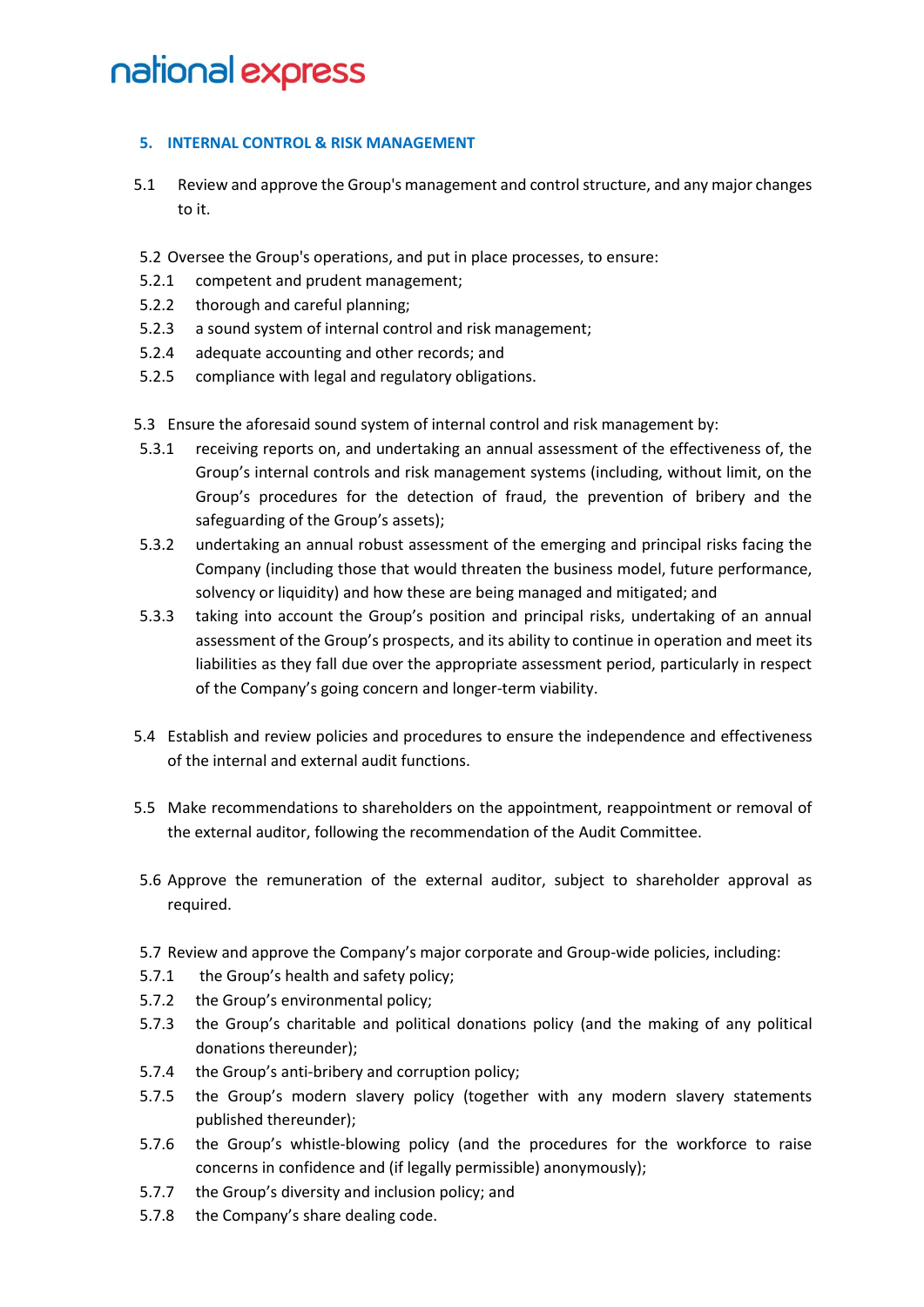## 5. INTERNAL CONTROL & RISK MANAGEMENT

5.1 Review and approve the Group's management and control structure, and any major changes to it.

5.2 Oversee the Group's operations, and put in place processes, to ensure:

5.2.1 competent and prudent management;

5.2.2 thorough and careful planning;

5.2.3 a sound system of internal control and risk management;

5.2.4 adequate accounting and other records; and

5.2.5 compliance with legal and regulatory obligations.

5.3 Ensure the aforesaid sound system of internal control and risk management by:

5.3.1 receiving reports on, and undertaking an annual assessment of the effectiveness of, the Group's internal controls and risk management systems (including, without limit, on the Group's procedures for the detection of fraud, the prevention of bribery and the safeguarding of the Group's assets);

5.3.2 undertaking an annual robust assessment of the emerging and principal risks facing the Company (including those that would threaten the business model, future performance, solvency or liquidity) and how these are being managed and mitigated; and

5.3.3 taking into account the Group's position and principal risks, undertaking of an annual assessment of the Group's prospects, and its ability to continue in operation and meet its liabilities as they fall due over the appropriate assessment period, particularly in respect of the Company's going concern and longer-term viability.

5.4 Establish and review policies and procedures to ensure the independence and effectiveness of the internal and external audit functions.

5.5 Make recommendations to shareholders on the appointment, reappointment or removal of the external auditor, following the recommendation of the Audit Committee.

5.6 Approve the remuneration of the external auditor, subject to shareholder approval as required.

5.7 Review and approve the Company's major corporate and Group-wide policies, including:

5.7.1 the Group's health and safety policy;

5.7.2 the Group's environmental policy;

5.7.3 the Group's charitable and political donations policy (and the making of any political donations thereunder);

5.7.4 the Group's anti-bribery and corruption policy;

5.7.5 the Group's modern slavery policy (together with any modern slavery statements published thereunder);

5.7.6 the Group's whistle-blowing policy (and the procedures for the workforce to raise concerns in confidence and (if legally permissible) anonymously);

5.7.7 the Group's diversity and inclusion policy; and

5.7.8 the Company's share dealing code.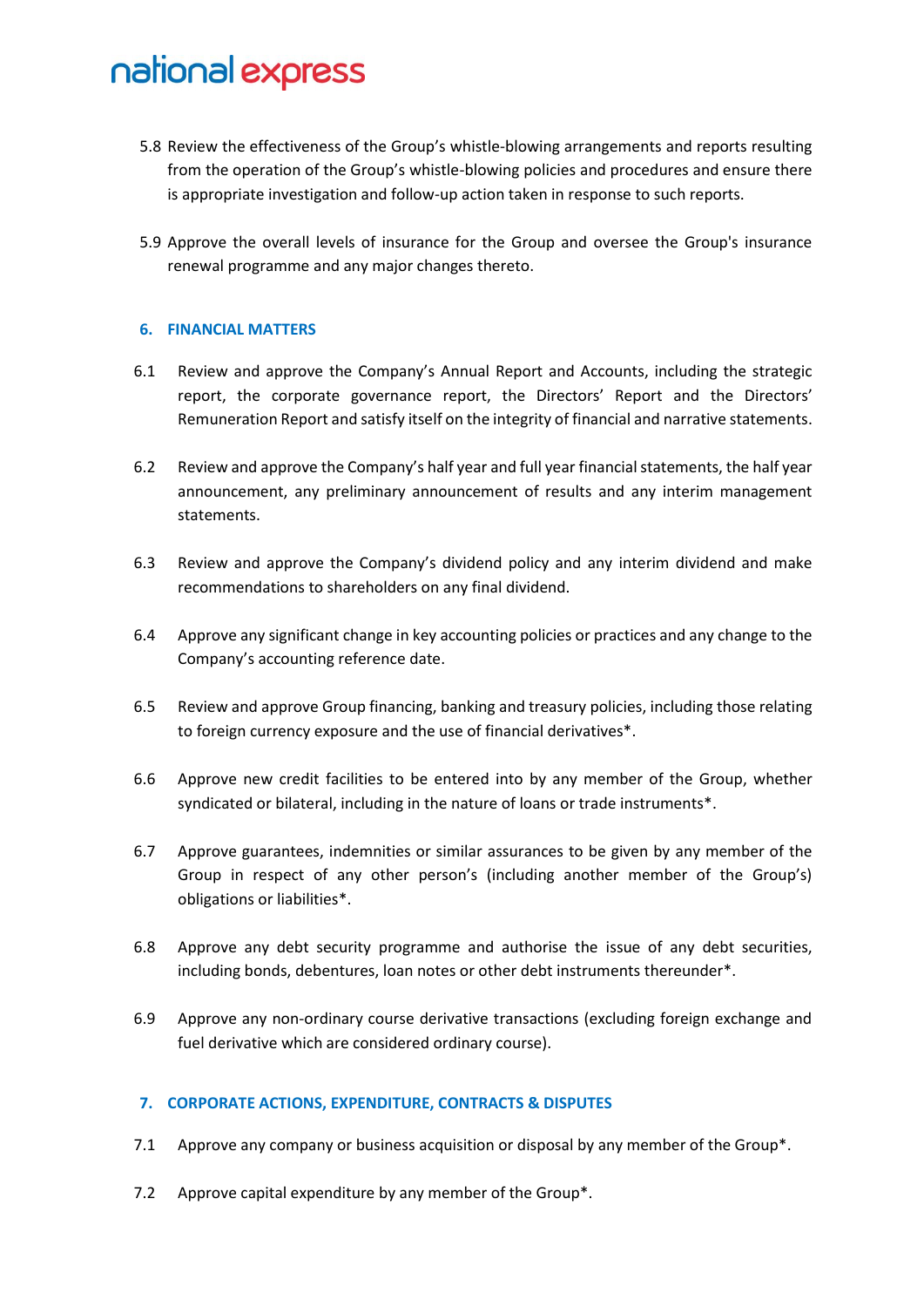5.8 Review the effectiveness of the Group's whistle-blowing arrangements and reports resulting from the operation of the Group's whistle-blowing policies and procedures and ensure there is appropriate investigation and follow-up action taken in response to such reports.

5.9 Approve the overall levels of insurance for the Group and oversee the Group's insurance renewal programme and any major changes thereto.

## 6. FINANCIAL MATTERS

6.1 Review and approve the Company's Annual Report and Accounts, including the strategic report, the corporate governance report, the Directors' Report and the Directors' Remuneration Report and satisfy itself on the integrity of financial and narrative statements.

6.2 Review and approve the Company's half year and full year financial statements, the half year announcement, any preliminary announcement of results and any interim management statements.

6.3 Review and approve the Company's dividend policy and any interim dividend and make recommendations to shareholders on any final dividend.

6.4 Approve any significant change in key accounting policies or practices and any change to the Company's accounting reference date.

6.5 Review and approve Group financing, banking and treasury policies, including those relating to foreign currency exposure and the use of financial derivatives*.

6.6 Approve new credit facilities to be entered into by any member of the Group, whether syndicated or bilateral, including in the nature of loans or trade instruments*.

6.7 Approve guarantees, indemnities or similar assurances to be given by any member of the Group in respect of any other person's (including another member of the Group's) obligations or liabilities*.

6.8 Approve any debt security programme and authorise the issue of any debt securities, including bonds, debentures, loan notes or other debt instruments thereunder*.

6.9 Approve any non-ordinary course derivative transactions (excluding foreign exchange and fuel derivative which are considered ordinary course).

## 7. CORPORATE ACTIONS, EXPENDITURE, CONTRACTS & DISPUTES

7.1 Approve any company or business acquisition or disposal by any member of the Group*.

7.2 Approve capital expenditure by any member of the Group*.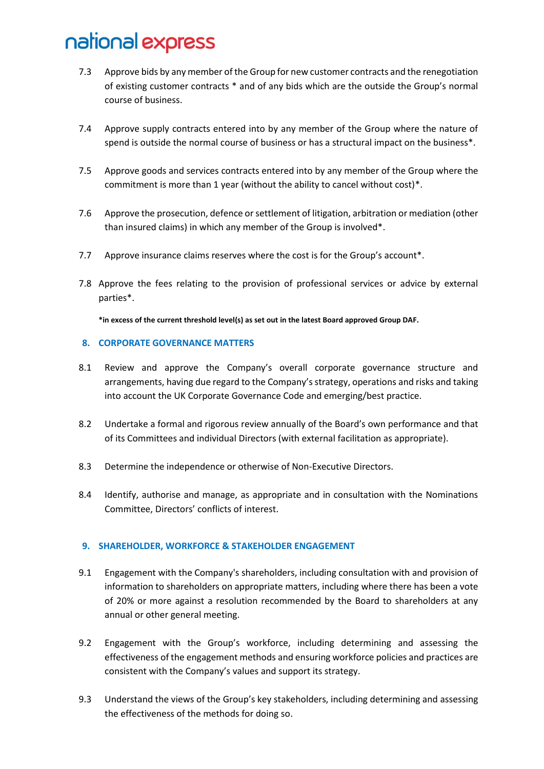7.3 Approve bids by any member of the Group for new customer contracts and the renegotiation of existing customer contracts * and of any bids which are the outside the Group's normal course of business.

7.4 Approve supply contracts entered into by any member of the Group where the nature of spend is outside the normal course of business or has a structural impact on the business*.

7.5 Approve goods and services contracts entered into by any member of the Group where the commitment is more than 1 year (without the ability to cancel without cost)*.

7.6 Approve the prosecution, defence or settlement of litigation, arbitration or mediation (other than insured claims) in which any member of the Group is involved*.

7.7 Approve insurance claims reserves where the cost is for the Group's account*.

7.8 Approve the fees relating to the provision of professional services or advice by external parties*.

**\*in excess of the current threshold level(s) as set out in the latest Board approved Group DAF.**

## 8. CORPORATE GOVERNANCE MATTERS

8.1 Review and approve the Company's overall corporate governance structure and arrangements, having due regard to the Company's strategy, operations and risks and taking into account the UK Corporate Governance Code and emerging/best practice.

8.2 Undertake a formal and rigorous review annually of the Board's own performance and that of its Committees and individual Directors (with external facilitation as appropriate).

8.3 Determine the independence or otherwise of Non-Executive Directors.

8.4 Identify, authorise and manage, as appropriate and in consultation with the Nominations Committee, Directors' conflicts of interest.

## 9. SHAREHOLDER, WORKFORCE & STAKEHOLDER ENGAGEMENT

9.1 Engagement with the Company's shareholders, including consultation with and provision of information to shareholders on appropriate matters, including where there has been a vote of 20% or more against a resolution recommended by the Board to shareholders at any annual or other general meeting.

9.2 Engagement with the Group's workforce, including determining and assessing the effectiveness of the engagement methods and ensuring workforce policies and practices are consistent with the Company's values and support its strategy.

9.3 Understand the views of the Group's key stakeholders, including determining and assessing the effectiveness of the methods for doing so.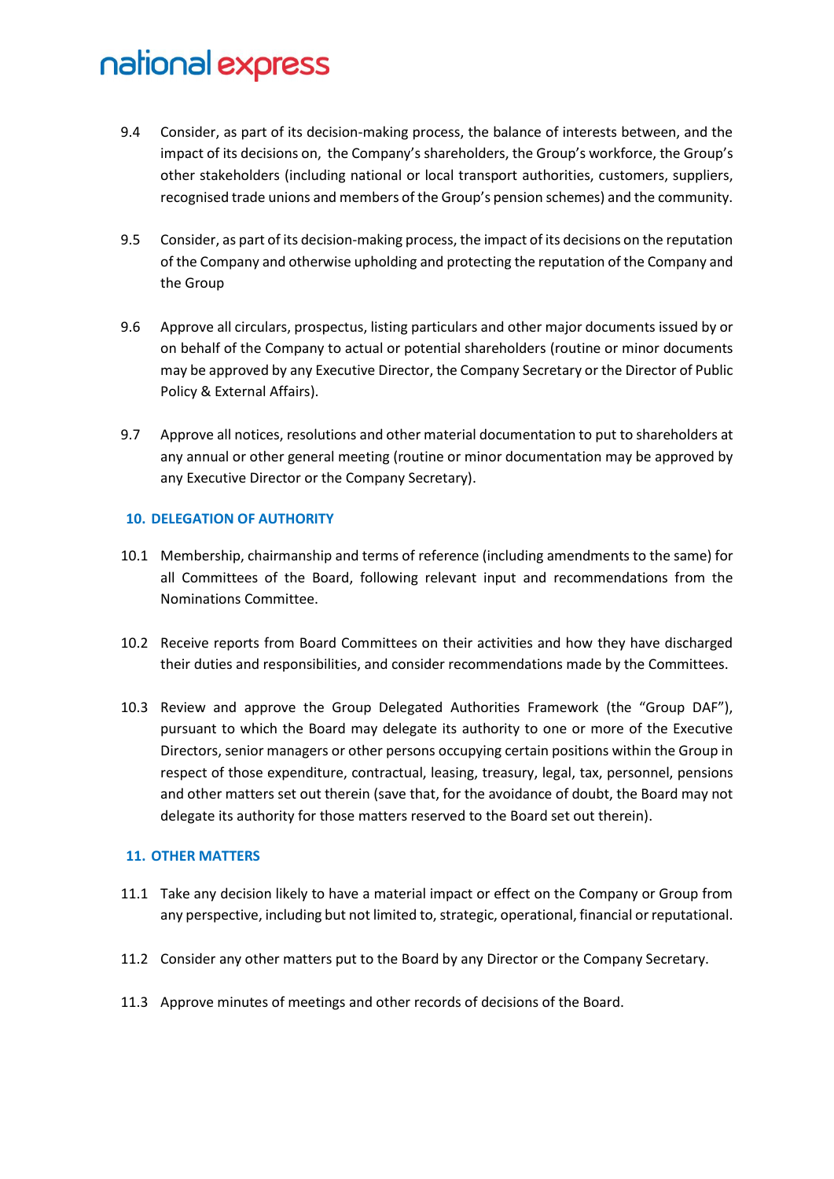9.4 Consider, as part of its decision-making process, the balance of interests between, and the impact of its decisions on, the Company's shareholders, the Group's workforce, the Group's other stakeholders (including national or local transport authorities, customers, suppliers, recognised trade unions and members of the Group's pension schemes) and the community.

9.5 Consider, as part of its decision-making process, the impact of its decisions on the reputation of the Company and otherwise upholding and protecting the reputation of the Company and the Group

9.6 Approve all circulars, prospectus, listing particulars and other major documents issued by or on behalf of the Company to actual or potential shareholders (routine or minor documents may be approved by any Executive Director, the Company Secretary or the Director of Public Policy & External Affairs).

9.7 Approve all notices, resolutions and other material documentation to put to shareholders at any annual or other general meeting (routine or minor documentation may be approved by any Executive Director or the Company Secretary).

## 10. DELEGATION OF AUTHORITY

10.1 Membership, chairmanship and terms of reference (including amendments to the same) for all Committees of the Board, following relevant input and recommendations from the Nominations Committee.

10.2 Receive reports from Board Committees on their activities and how they have discharged their duties and responsibilities, and consider recommendations made by the Committees.

10.3 Review and approve the Group Delegated Authorities Framework (the "Group DAF"), pursuant to which the Board may delegate its authority to one or more of the Executive Directors, senior managers or other persons occupying certain positions within the Group in respect of those expenditure, contractual, leasing, treasury, legal, tax, personnel, pensions and other matters set out therein (save that, for the avoidance of doubt, the Board may not delegate its authority for those matters reserved to the Board set out therein).

## 11. OTHER MATTERS

11.1 Take any decision likely to have a material impact or effect on the Company or Group from any perspective, including but not limited to, strategic, operational, financial or reputational.

11.2 Consider any other matters put to the Board by any Director or the Company Secretary.

11.3 Approve minutes of meetings and other records of decisions of the Board.